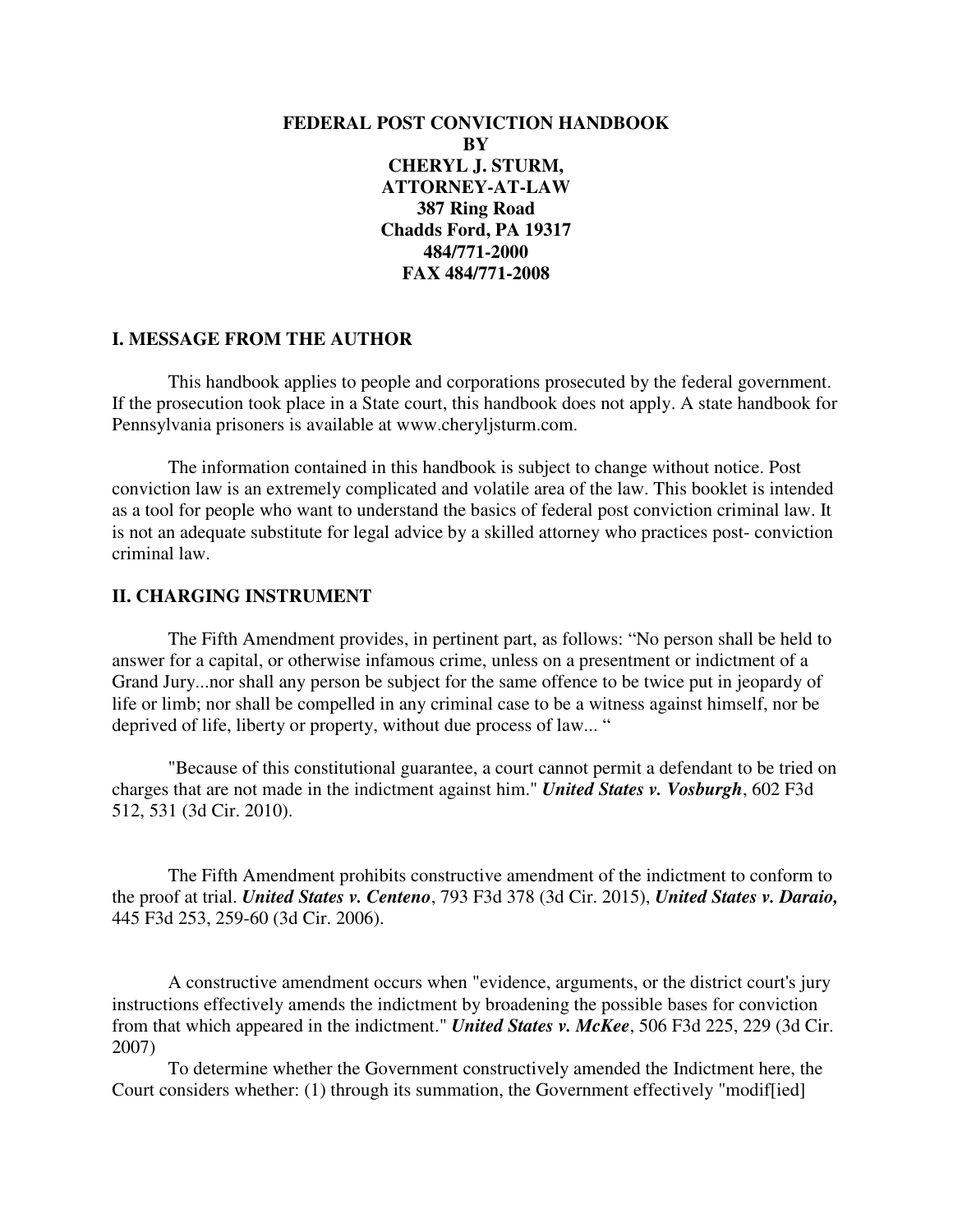**FEDERAL POST CONVICTION HANDBOOK**
**BY**
**CHERYL J. STURM,**
**ATTORNEY-AT-LAW**
**387 Ring Road**
**Chadds Ford, PA 19317**
**484/771-2000**
**FAX 484/771-2008**

## I. MESSAGE FROM THE AUTHOR

This handbook applies to people and corporations prosecuted by the federal government. If the prosecution took place in a State court, this handbook does not apply. A state handbook for Pennsylvania prisoners is available at www.cheryljsturm.com.

The information contained in this handbook is subject to change without notice. Post conviction law is an extremely complicated and volatile area of the law. This booklet is intended as a tool for people who want to understand the basics of federal post conviction criminal law. It is not an adequate substitute for legal advice by a skilled attorney who practices post- conviction criminal law.

## II. CHARGING INSTRUMENT

The Fifth Amendment provides, in pertinent part, as follows: "No person shall be held to answer for a capital, or otherwise infamous crime, unless on a presentment or indictment of a Grand Jury...nor shall any person be subject for the same offence to be twice put in jeopardy of life or limb; nor shall be compelled in any criminal case to be a witness against himself, nor be deprived of life, liberty or property, without due process of law... "

"Because of this constitutional guarantee, a court cannot permit a defendant to be tried on charges that are not made in the indictment against him." ***United States v. Vosburgh***, 602 F3d 512, 531 (3d Cir. 2010).

The Fifth Amendment prohibits constructive amendment of the indictment to conform to the proof at trial. ***United States v. Centeno***, 793 F3d 378 (3d Cir. 2015), ***United States v. Daraio,*** 445 F3d 253, 259-60 (3d Cir. 2006).

A constructive amendment occurs when "evidence, arguments, or the district court's jury instructions effectively amends the indictment by broadening the possible bases for conviction from that which appeared in the indictment." ***United States v. McKee***, 506 F3d 225, 229 (3d Cir. 2007)

To determine whether the Government constructively amended the Indictment here, the Court considers whether: (1) through its summation, the Government effectively "modif[ied]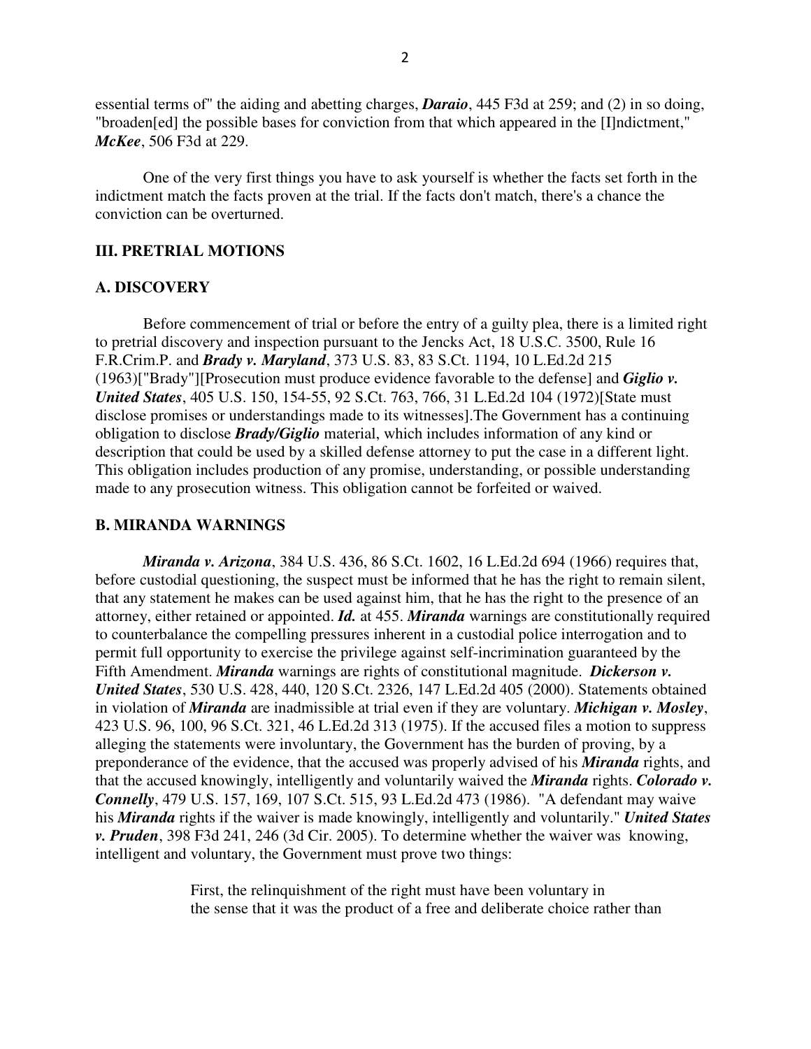essential terms of" the aiding and abetting charges, ***Daraio***, 445 F3d at 259; and (2) in so doing, "broaden[ed] the possible bases for conviction from that which appeared in the [I]ndictment," ***McKee***, 506 F3d at 229.

One of the very first things you have to ask yourself is whether the facts set forth in the indictment match the facts proven at the trial. If the facts don't match, there's a chance the conviction can be overturned.

## III. PRETRIAL MOTIONS

### A. DISCOVERY

Before commencement of trial or before the entry of a guilty plea, there is a limited right to pretrial discovery and inspection pursuant to the Jencks Act, 18 U.S.C. 3500, Rule 16 F.R.Crim.P. and ***Brady v. Maryland***, 373 U.S. 83, 83 S.Ct. 1194, 10 L.Ed.2d 215 (1963)["Brady"][Prosecution must produce evidence favorable to the defense] and ***Giglio v. United States***, 405 U.S. 150, 154-55, 92 S.Ct. 763, 766, 31 L.Ed.2d 104 (1972)[State must disclose promises or understandings made to its witnesses].The Government has a continuing obligation to disclose ***Brady/Giglio*** material, which includes information of any kind or description that could be used by a skilled defense attorney to put the case in a different light. This obligation includes production of any promise, understanding, or possible understanding made to any prosecution witness. This obligation cannot be forfeited or waived.

### B. MIRANDA WARNINGS

***Miranda v. Arizona***, 384 U.S. 436, 86 S.Ct. 1602, 16 L.Ed.2d 694 (1966) requires that, before custodial questioning, the suspect must be informed that he has the right to remain silent, that any statement he makes can be used against him, that he has the right to the presence of an attorney, either retained or appointed. ***Id.*** at 455. ***Miranda*** warnings are constitutionally required to counterbalance the compelling pressures inherent in a custodial police interrogation and to permit full opportunity to exercise the privilege against self-incrimination guaranteed by the Fifth Amendment. ***Miranda*** warnings are rights of constitutional magnitude. ***Dickerson v. United States***, 530 U.S. 428, 440, 120 S.Ct. 2326, 147 L.Ed.2d 405 (2000). Statements obtained in violation of ***Miranda*** are inadmissible at trial even if they are voluntary. ***Michigan v. Mosley***, 423 U.S. 96, 100, 96 S.Ct. 321, 46 L.Ed.2d 313 (1975). If the accused files a motion to suppress alleging the statements were involuntary, the Government has the burden of proving, by a preponderance of the evidence, that the accused was properly advised of his ***Miranda*** rights, and that the accused knowingly, intelligently and voluntarily waived the ***Miranda*** rights. ***Colorado v. Connelly***, 479 U.S. 157, 169, 107 S.Ct. 515, 93 L.Ed.2d 473 (1986). "A defendant may waive his ***Miranda*** rights if the waiver is made knowingly, intelligently and voluntarily." ***United States v. Pruden***, 398 F3d 241, 246 (3d Cir. 2005). To determine whether the waiver was knowing, intelligent and voluntary, the Government must prove two things:

> First, the relinquishment of the right must have been voluntary in the sense that it was the product of a free and deliberate choice rather than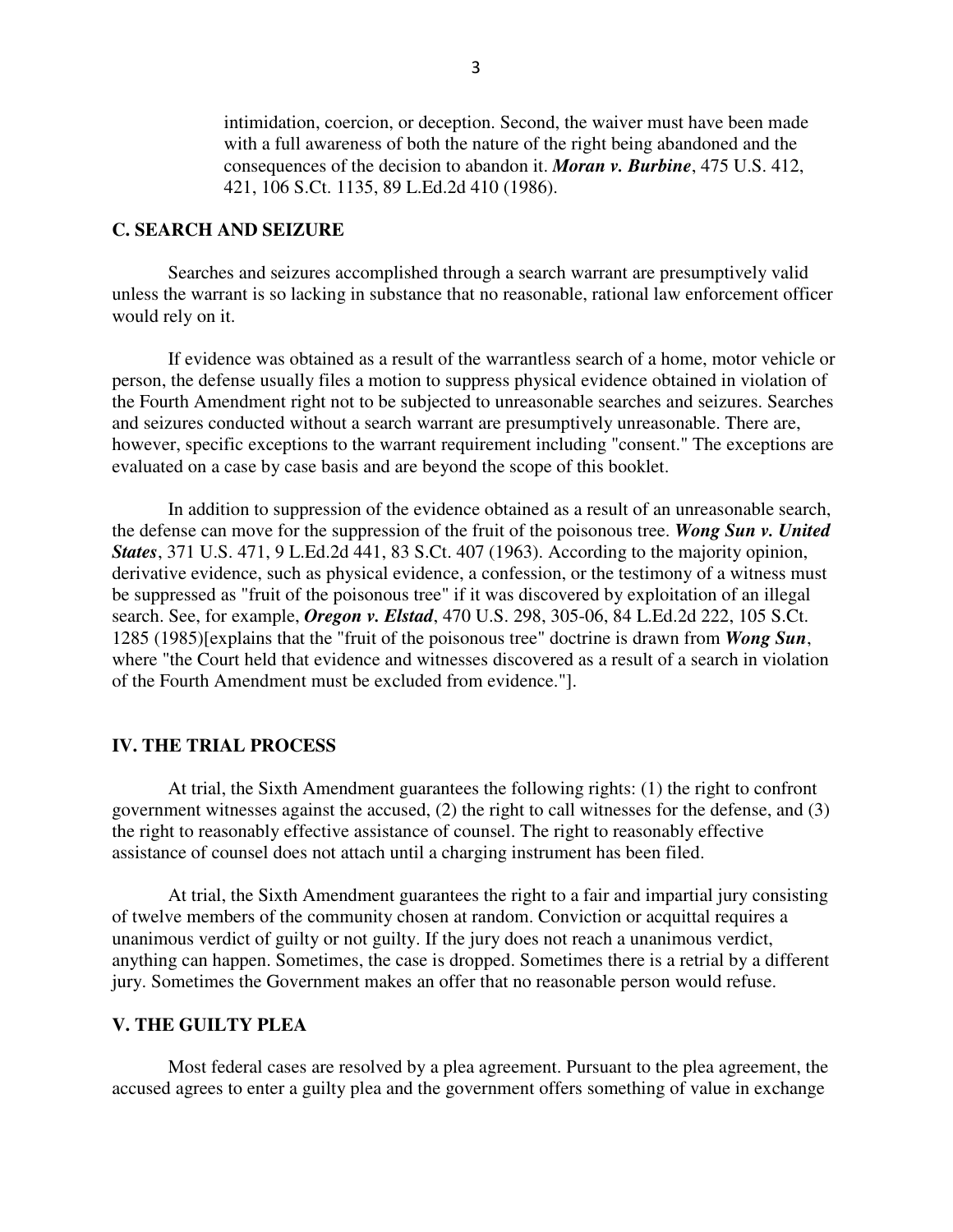intimidation, coercion, or deception. Second, the waiver must have been made with a full awareness of both the nature of the right being abandoned and the consequences of the decision to abandon it. ***Moran v. Burbine***, 475 U.S. 412, 421, 106 S.Ct. 1135, 89 L.Ed.2d 410 (1986).

### C. SEARCH AND SEIZURE

Searches and seizures accomplished through a search warrant are presumptively valid unless the warrant is so lacking in substance that no reasonable, rational law enforcement officer would rely on it.

If evidence was obtained as a result of the warrantless search of a home, motor vehicle or person, the defense usually files a motion to suppress physical evidence obtained in violation of the Fourth Amendment right not to be subjected to unreasonable searches and seizures. Searches and seizures conducted without a search warrant are presumptively unreasonable. There are, however, specific exceptions to the warrant requirement including "consent." The exceptions are evaluated on a case by case basis and are beyond the scope of this booklet.

In addition to suppression of the evidence obtained as a result of an unreasonable search, the defense can move for the suppression of the fruit of the poisonous tree. ***Wong Sun v. United States***, 371 U.S. 471, 9 L.Ed.2d 441, 83 S.Ct. 407 (1963). According to the majority opinion, derivative evidence, such as physical evidence, a confession, or the testimony of a witness must be suppressed as "fruit of the poisonous tree" if it was discovered by exploitation of an illegal search. See, for example, ***Oregon v. Elstad***, 470 U.S. 298, 305-06, 84 L.Ed.2d 222, 105 S.Ct. 1285 (1985)[explains that the "fruit of the poisonous tree" doctrine is drawn from ***Wong Sun***, where "the Court held that evidence and witnesses discovered as a result of a search in violation of the Fourth Amendment must be excluded from evidence."].

## IV. THE TRIAL PROCESS

At trial, the Sixth Amendment guarantees the following rights: (1) the right to confront government witnesses against the accused, (2) the right to call witnesses for the defense, and (3) the right to reasonably effective assistance of counsel. The right to reasonably effective assistance of counsel does not attach until a charging instrument has been filed.

At trial, the Sixth Amendment guarantees the right to a fair and impartial jury consisting of twelve members of the community chosen at random. Conviction or acquittal requires a unanimous verdict of guilty or not guilty. If the jury does not reach a unanimous verdict, anything can happen. Sometimes, the case is dropped. Sometimes there is a retrial by a different jury. Sometimes the Government makes an offer that no reasonable person would refuse.

## V. THE GUILTY PLEA

Most federal cases are resolved by a plea agreement. Pursuant to the plea agreement, the accused agrees to enter a guilty plea and the government offers something of value in exchange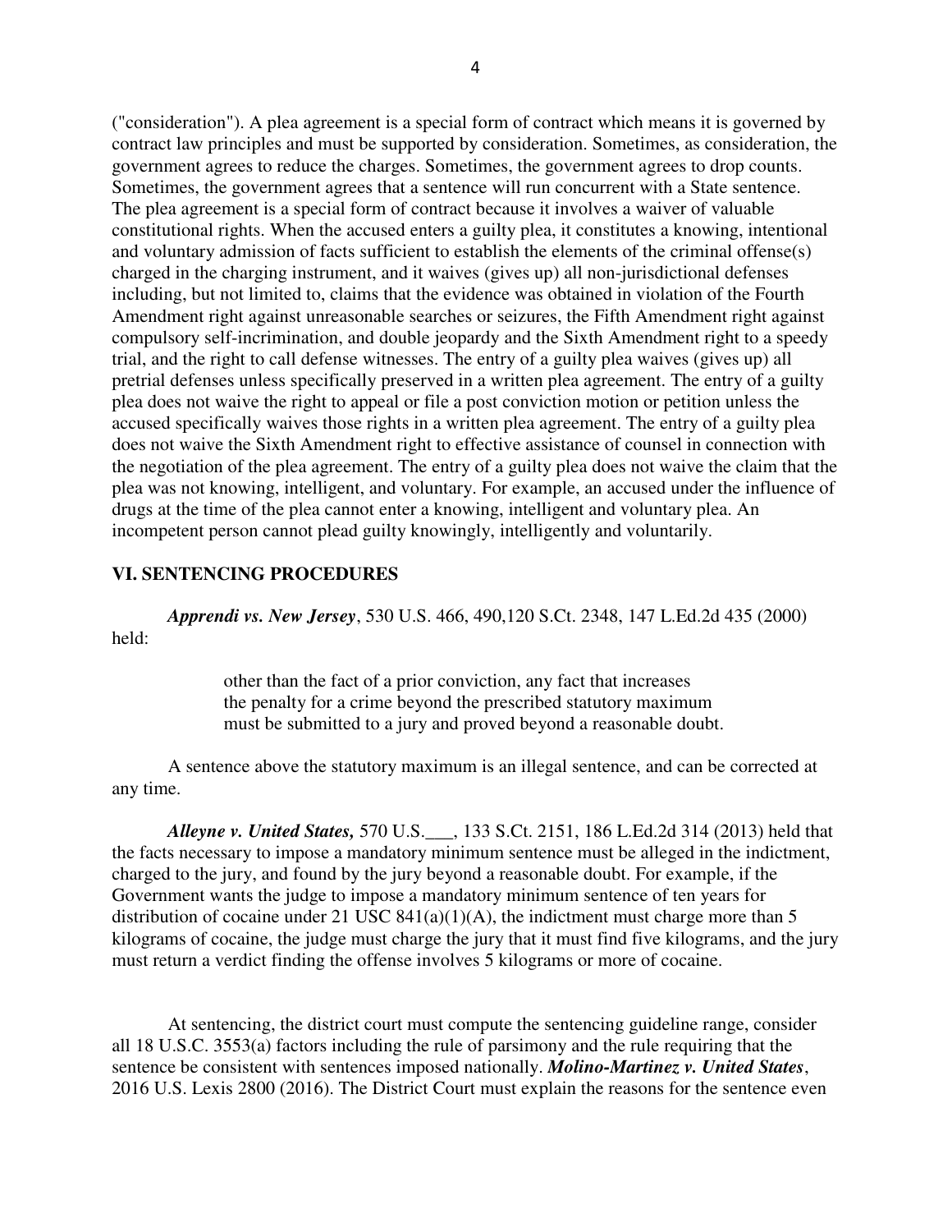("consideration"). A plea agreement is a special form of contract which means it is governed by contract law principles and must be supported by consideration. Sometimes, as consideration, the government agrees to reduce the charges. Sometimes, the government agrees to drop counts. Sometimes, the government agrees that a sentence will run concurrent with a State sentence. The plea agreement is a special form of contract because it involves a waiver of valuable constitutional rights. When the accused enters a guilty plea, it constitutes a knowing, intentional and voluntary admission of facts sufficient to establish the elements of the criminal offense(s) charged in the charging instrument, and it waives (gives up) all non-jurisdictional defenses including, but not limited to, claims that the evidence was obtained in violation of the Fourth Amendment right against unreasonable searches or seizures, the Fifth Amendment right against compulsory self-incrimination, and double jeopardy and the Sixth Amendment right to a speedy trial, and the right to call defense witnesses. The entry of a guilty plea waives (gives up) all pretrial defenses unless specifically preserved in a written plea agreement. The entry of a guilty plea does not waive the right to appeal or file a post conviction motion or petition unless the accused specifically waives those rights in a written plea agreement. The entry of a guilty plea does not waive the Sixth Amendment right to effective assistance of counsel in connection with the negotiation of the plea agreement. The entry of a guilty plea does not waive the claim that the plea was not knowing, intelligent, and voluntary. For example, an accused under the influence of drugs at the time of the plea cannot enter a knowing, intelligent and voluntary plea. An incompetent person cannot plead guilty knowingly, intelligently and voluntarily.

## VI. SENTENCING PROCEDURES

***Apprendi vs. New Jersey***, 530 U.S. 466, 490,120 S.Ct. 2348, 147 L.Ed.2d 435 (2000) held:

> other than the fact of a prior conviction, any fact that increases the penalty for a crime beyond the prescribed statutory maximum must be submitted to a jury and proved beyond a reasonable doubt.

A sentence above the statutory maximum is an illegal sentence, and can be corrected at any time.

***Alleyne v. United States,*** 570 U.S.___, 133 S.Ct. 2151, 186 L.Ed.2d 314 (2013) held that the facts necessary to impose a mandatory minimum sentence must be alleged in the indictment, charged to the jury, and found by the jury beyond a reasonable doubt. For example, if the Government wants the judge to impose a mandatory minimum sentence of ten years for distribution of cocaine under 21 USC 841(a)(1)(A), the indictment must charge more than 5 kilograms of cocaine, the judge must charge the jury that it must find five kilograms, and the jury must return a verdict finding the offense involves 5 kilograms or more of cocaine.

At sentencing, the district court must compute the sentencing guideline range, consider all 18 U.S.C. 3553(a) factors including the rule of parsimony and the rule requiring that the sentence be consistent with sentences imposed nationally. ***Molino-Martinez v. United States***, 2016 U.S. Lexis 2800 (2016). The District Court must explain the reasons for the sentence even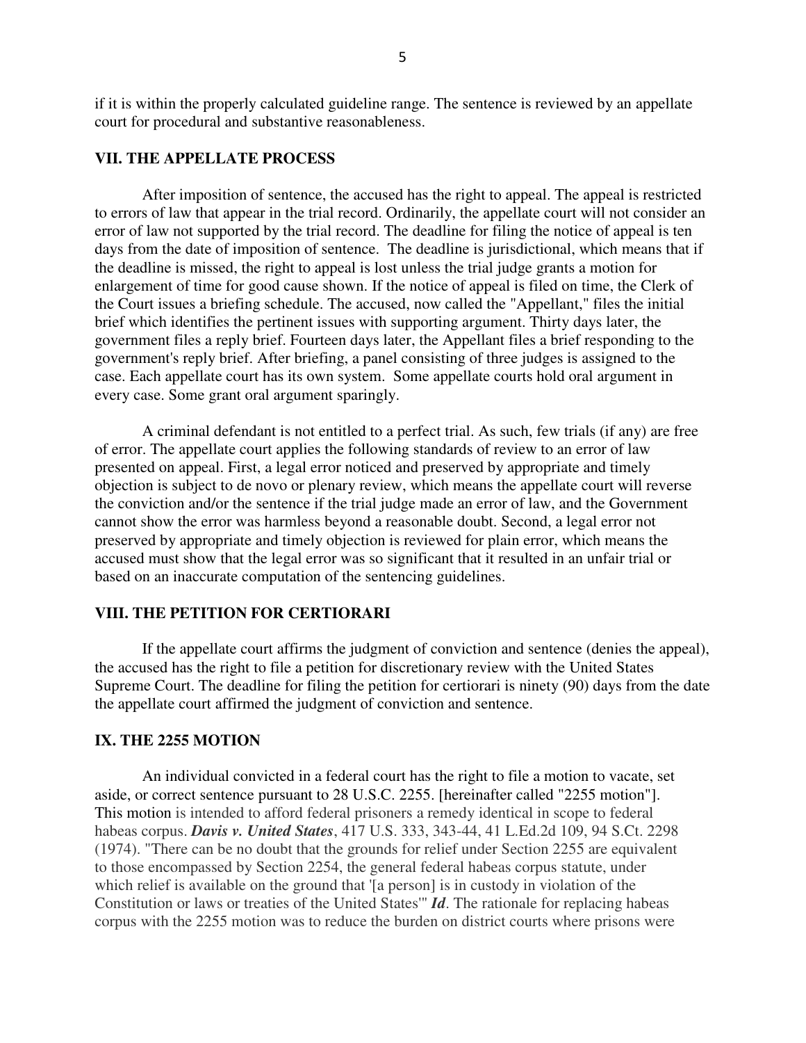if it is within the properly calculated guideline range. The sentence is reviewed by an appellate court for procedural and substantive reasonableness.

## VII. THE APPELLATE PROCESS

After imposition of sentence, the accused has the right to appeal. The appeal is restricted to errors of law that appear in the trial record. Ordinarily, the appellate court will not consider an error of law not supported by the trial record. The deadline for filing the notice of appeal is ten days from the date of imposition of sentence. The deadline is jurisdictional, which means that if the deadline is missed, the right to appeal is lost unless the trial judge grants a motion for enlargement of time for good cause shown. If the notice of appeal is filed on time, the Clerk of the Court issues a briefing schedule. The accused, now called the "Appellant," files the initial brief which identifies the pertinent issues with supporting argument. Thirty days later, the government files a reply brief. Fourteen days later, the Appellant files a brief responding to the government's reply brief. After briefing, a panel consisting of three judges is assigned to the case. Each appellate court has its own system. Some appellate courts hold oral argument in every case. Some grant oral argument sparingly.

A criminal defendant is not entitled to a perfect trial. As such, few trials (if any) are free of error. The appellate court applies the following standards of review to an error of law presented on appeal. First, a legal error noticed and preserved by appropriate and timely objection is subject to de novo or plenary review, which means the appellate court will reverse the conviction and/or the sentence if the trial judge made an error of law, and the Government cannot show the error was harmless beyond a reasonable doubt. Second, a legal error not preserved by appropriate and timely objection is reviewed for plain error, which means the accused must show that the legal error was so significant that it resulted in an unfair trial or based on an inaccurate computation of the sentencing guidelines.

## VIII. THE PETITION FOR CERTIORARI

If the appellate court affirms the judgment of conviction and sentence (denies the appeal), the accused has the right to file a petition for discretionary review with the United States Supreme Court. The deadline for filing the petition for certiorari is ninety (90) days from the date the appellate court affirmed the judgment of conviction and sentence.

## IX. THE 2255 MOTION

An individual convicted in a federal court has the right to file a motion to vacate, set aside, or correct sentence pursuant to 28 U.S.C. 2255. [hereinafter called "2255 motion"]. This motion is intended to afford federal prisoners a remedy identical in scope to federal habeas corpus. ***Davis v. United States***, 417 U.S. 333, 343-44, 41 L.Ed.2d 109, 94 S.Ct. 2298 (1974). "There can be no doubt that the grounds for relief under Section 2255 are equivalent to those encompassed by Section 2254, the general federal habeas corpus statute, under which relief is available on the ground that '[a person] is in custody in violation of the Constitution or laws or treaties of the United States'" ***Id***. The rationale for replacing habeas corpus with the 2255 motion was to reduce the burden on district courts where prisons were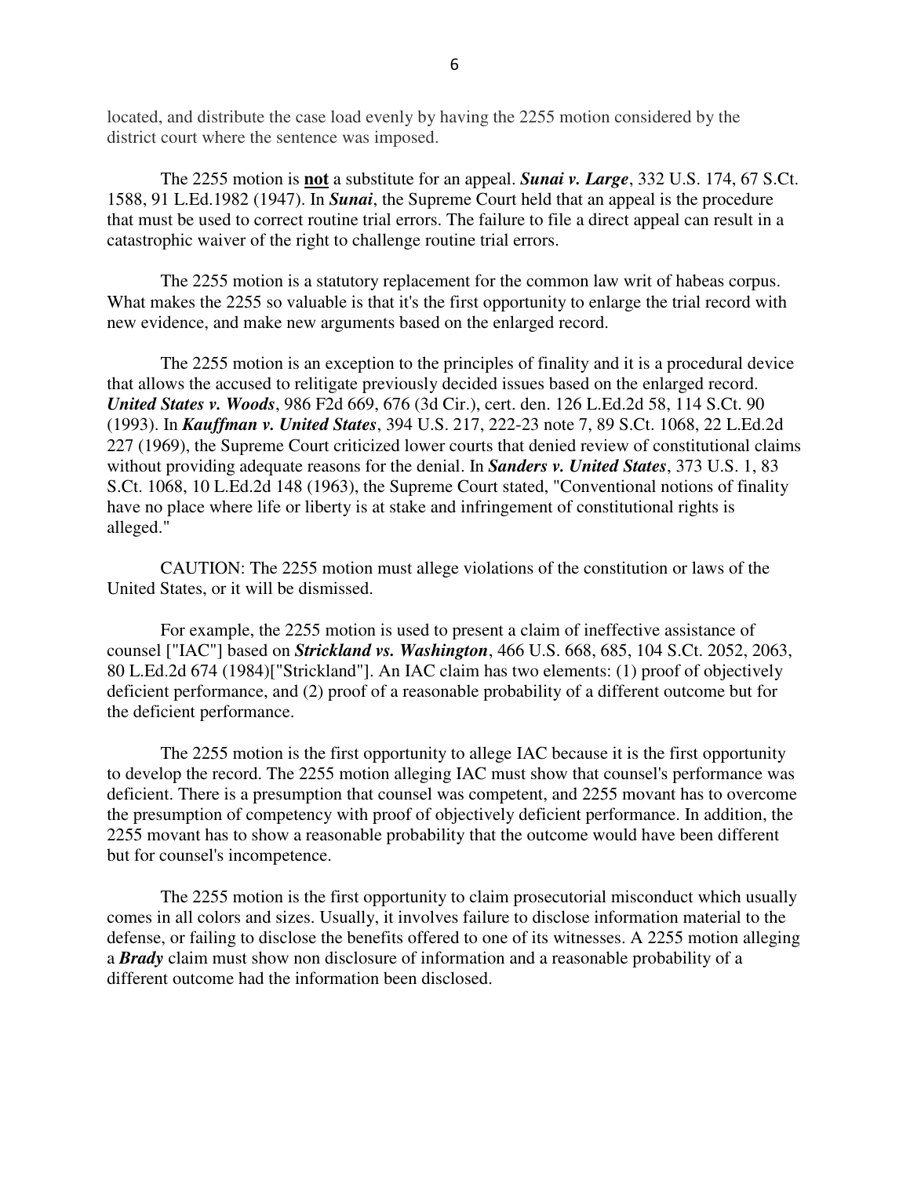located, and distribute the case load evenly by having the 2255 motion considered by the district court where the sentence was imposed.

The 2255 motion is **not** a substitute for an appeal. ***Sunai v. Large***, 332 U.S. 174, 67 S.Ct. 1588, 91 L.Ed.1982 (1947). In ***Sunai***, the Supreme Court held that an appeal is the procedure that must be used to correct routine trial errors. The failure to file a direct appeal can result in a catastrophic waiver of the right to challenge routine trial errors.

The 2255 motion is a statutory replacement for the common law writ of habeas corpus. What makes the 2255 so valuable is that it's the first opportunity to enlarge the trial record with new evidence, and make new arguments based on the enlarged record.

The 2255 motion is an exception to the principles of finality and it is a procedural device that allows the accused to relitigate previously decided issues based on the enlarged record. ***United States v. Woods***, 986 F2d 669, 676 (3d Cir.), cert. den. 126 L.Ed.2d 58, 114 S.Ct. 90 (1993). In ***Kauffman v. United States***, 394 U.S. 217, 222-23 note 7, 89 S.Ct. 1068, 22 L.Ed.2d 227 (1969), the Supreme Court criticized lower courts that denied review of constitutional claims without providing adequate reasons for the denial. In ***Sanders v. United States***, 373 U.S. 1, 83 S.Ct. 1068, 10 L.Ed.2d 148 (1963), the Supreme Court stated, "Conventional notions of finality have no place where life or liberty is at stake and infringement of constitutional rights is alleged."

CAUTION: The 2255 motion must allege violations of the constitution or laws of the United States, or it will be dismissed.

For example, the 2255 motion is used to present a claim of ineffective assistance of counsel ["IAC"] based on ***Strickland vs. Washington***, 466 U.S. 668, 685, 104 S.Ct. 2052, 2063, 80 L.Ed.2d 674 (1984)["Strickland"]. An IAC claim has two elements: (1) proof of objectively deficient performance, and (2) proof of a reasonable probability of a different outcome but for the deficient performance.

The 2255 motion is the first opportunity to allege IAC because it is the first opportunity to develop the record. The 2255 motion alleging IAC must show that counsel's performance was deficient. There is a presumption that counsel was competent, and 2255 movant has to overcome the presumption of competency with proof of objectively deficient performance. In addition, the 2255 movant has to show a reasonable probability that the outcome would have been different but for counsel's incompetence.

The 2255 motion is the first opportunity to claim prosecutorial misconduct which usually comes in all colors and sizes. Usually, it involves failure to disclose information material to the defense, or failing to disclose the benefits offered to one of its witnesses. A 2255 motion alleging a ***Brady*** claim must show non disclosure of information and a reasonable probability of a different outcome had the information been disclosed.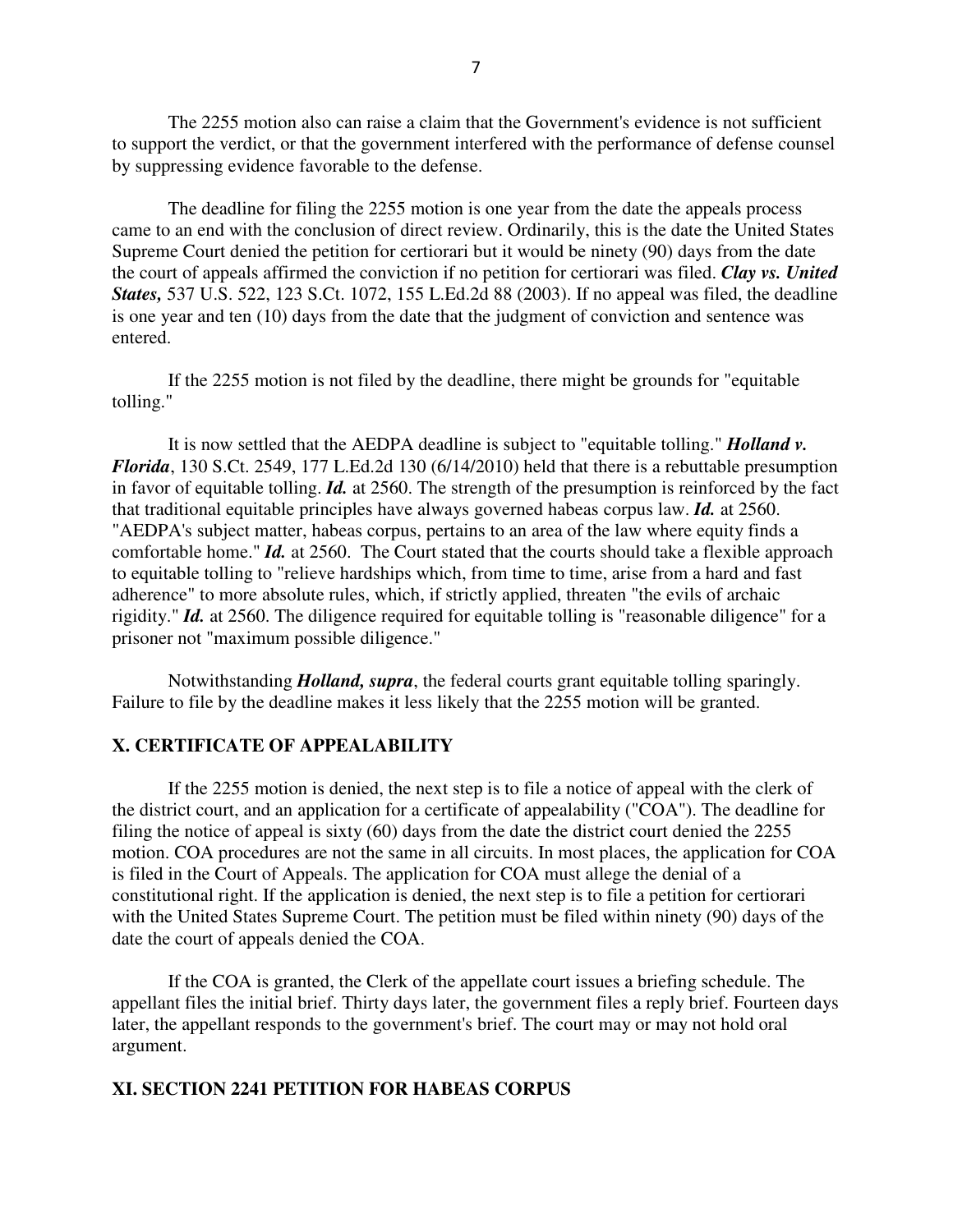The 2255 motion also can raise a claim that the Government's evidence is not sufficient to support the verdict, or that the government interfered with the performance of defense counsel by suppressing evidence favorable to the defense.

The deadline for filing the 2255 motion is one year from the date the appeals process came to an end with the conclusion of direct review. Ordinarily, this is the date the United States Supreme Court denied the petition for certiorari but it would be ninety (90) days from the date the court of appeals affirmed the conviction if no petition for certiorari was filed. ***Clay vs. United States,*** 537 U.S. 522, 123 S.Ct. 1072, 155 L.Ed.2d 88 (2003). If no appeal was filed, the deadline is one year and ten (10) days from the date that the judgment of conviction and sentence was entered.

If the 2255 motion is not filed by the deadline, there might be grounds for "equitable tolling."

It is now settled that the AEDPA deadline is subject to "equitable tolling." ***Holland v. Florida***, 130 S.Ct. 2549, 177 L.Ed.2d 130 (6/14/2010) held that there is a rebuttable presumption in favor of equitable tolling. ***Id.*** at 2560. The strength of the presumption is reinforced by the fact that traditional equitable principles have always governed habeas corpus law. ***Id.*** at 2560. "AEDPA's subject matter, habeas corpus, pertains to an area of the law where equity finds a comfortable home." ***Id.*** at 2560. The Court stated that the courts should take a flexible approach to equitable tolling to "relieve hardships which, from time to time, arise from a hard and fast adherence" to more absolute rules, which, if strictly applied, threaten "the evils of archaic rigidity." ***Id.*** at 2560. The diligence required for equitable tolling is "reasonable diligence" for a prisoner not "maximum possible diligence."

Notwithstanding ***Holland, supra***, the federal courts grant equitable tolling sparingly. Failure to file by the deadline makes it less likely that the 2255 motion will be granted.

## X. CERTIFICATE OF APPEALABILITY

If the 2255 motion is denied, the next step is to file a notice of appeal with the clerk of the district court, and an application for a certificate of appealability ("COA"). The deadline for filing the notice of appeal is sixty (60) days from the date the district court denied the 2255 motion. COA procedures are not the same in all circuits. In most places, the application for COA is filed in the Court of Appeals. The application for COA must allege the denial of a constitutional right. If the application is denied, the next step is to file a petition for certiorari with the United States Supreme Court. The petition must be filed within ninety (90) days of the date the court of appeals denied the COA.

If the COA is granted, the Clerk of the appellate court issues a briefing schedule. The appellant files the initial brief. Thirty days later, the government files a reply brief. Fourteen days later, the appellant responds to the government's brief. The court may or may not hold oral argument.

## XI. SECTION 2241 PETITION FOR HABEAS CORPUS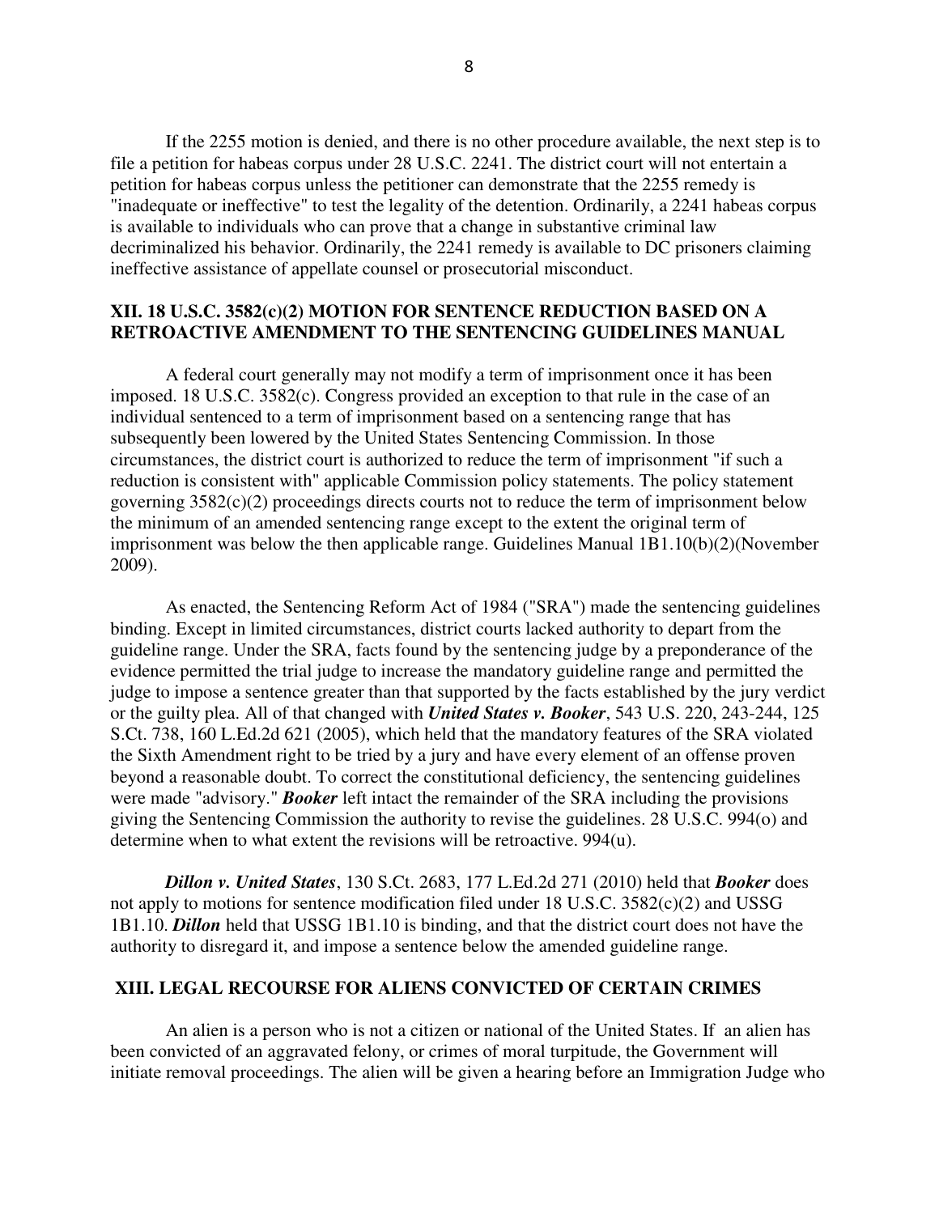If the 2255 motion is denied, and there is no other procedure available, the next step is to file a petition for habeas corpus under 28 U.S.C. 2241. The district court will not entertain a petition for habeas corpus unless the petitioner can demonstrate that the 2255 remedy is "inadequate or ineffective" to test the legality of the detention. Ordinarily, a 2241 habeas corpus is available to individuals who can prove that a change in substantive criminal law decriminalized his behavior. Ordinarily, the 2241 remedy is available to DC prisoners claiming ineffective assistance of appellate counsel or prosecutorial misconduct.

## XII. 18 U.S.C. 3582(c)(2) MOTION FOR SENTENCE REDUCTION BASED ON A RETROACTIVE AMENDMENT TO THE SENTENCING GUIDELINES MANUAL

A federal court generally may not modify a term of imprisonment once it has been imposed. 18 U.S.C. 3582(c). Congress provided an exception to that rule in the case of an individual sentenced to a term of imprisonment based on a sentencing range that has subsequently been lowered by the United States Sentencing Commission. In those circumstances, the district court is authorized to reduce the term of imprisonment "if such a reduction is consistent with" applicable Commission policy statements. The policy statement governing 3582(c)(2) proceedings directs courts not to reduce the term of imprisonment below the minimum of an amended sentencing range except to the extent the original term of imprisonment was below the then applicable range. Guidelines Manual 1B1.10(b)(2)(November 2009).

As enacted, the Sentencing Reform Act of 1984 ("SRA") made the sentencing guidelines binding. Except in limited circumstances, district courts lacked authority to depart from the guideline range. Under the SRA, facts found by the sentencing judge by a preponderance of the evidence permitted the trial judge to increase the mandatory guideline range and permitted the judge to impose a sentence greater than that supported by the facts established by the jury verdict or the guilty plea. All of that changed with ***United States v. Booker***, 543 U.S. 220, 243-244, 125 S.Ct. 738, 160 L.Ed.2d 621 (2005), which held that the mandatory features of the SRA violated the Sixth Amendment right to be tried by a jury and have every element of an offense proven beyond a reasonable doubt. To correct the constitutional deficiency, the sentencing guidelines were made "advisory." ***Booker*** left intact the remainder of the SRA including the provisions giving the Sentencing Commission the authority to revise the guidelines. 28 U.S.C. 994(o) and determine when to what extent the revisions will be retroactive. 994(u).

***Dillon v. United States***, 130 S.Ct. 2683, 177 L.Ed.2d 271 (2010) held that ***Booker*** does not apply to motions for sentence modification filed under 18 U.S.C. 3582(c)(2) and USSG 1B1.10. ***Dillon*** held that USSG 1B1.10 is binding, and that the district court does not have the authority to disregard it, and impose a sentence below the amended guideline range.

## XIII. LEGAL RECOURSE FOR ALIENS CONVICTED OF CERTAIN CRIMES

An alien is a person who is not a citizen or national of the United States. If an alien has been convicted of an aggravated felony, or crimes of moral turpitude, the Government will initiate removal proceedings. The alien will be given a hearing before an Immigration Judge who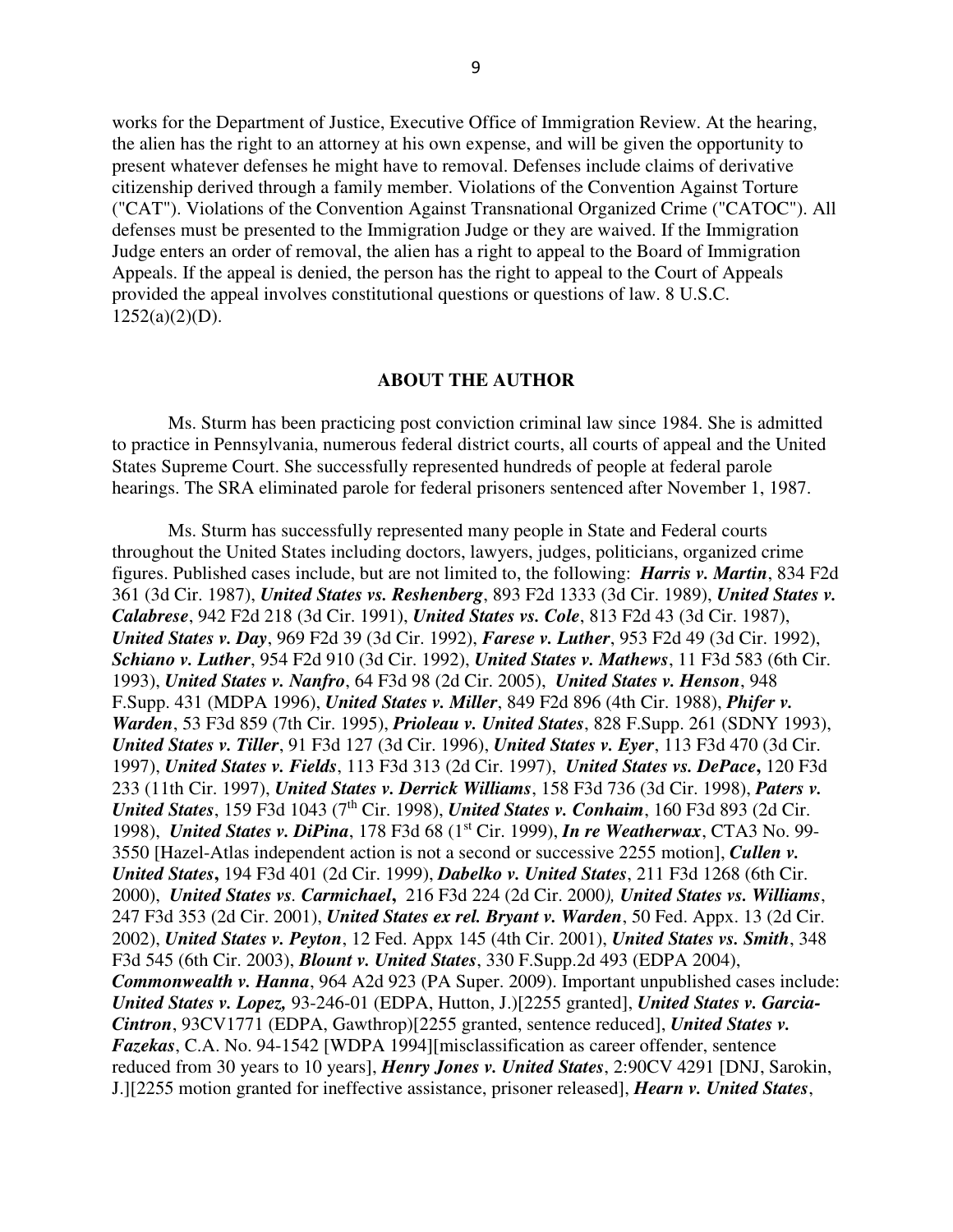works for the Department of Justice, Executive Office of Immigration Review. At the hearing, the alien has the right to an attorney at his own expense, and will be given the opportunity to present whatever defenses he might have to removal. Defenses include claims of derivative citizenship derived through a family member. Violations of the Convention Against Torture ("CAT"). Violations of the Convention Against Transnational Organized Crime ("CATOC"). All defenses must be presented to the Immigration Judge or they are waived. If the Immigration Judge enters an order of removal, the alien has a right to appeal to the Board of Immigration Appeals. If the appeal is denied, the person has the right to appeal to the Court of Appeals provided the appeal involves constitutional questions or questions of law. 8 U.S.C. 1252(a)(2)(D).

## ABOUT THE AUTHOR

Ms. Sturm has been practicing post conviction criminal law since 1984. She is admitted to practice in Pennsylvania, numerous federal district courts, all courts of appeal and the United States Supreme Court. She successfully represented hundreds of people at federal parole hearings. The SRA eliminated parole for federal prisoners sentenced after November 1, 1987.

Ms. Sturm has successfully represented many people in State and Federal courts throughout the United States including doctors, lawyers, judges, politicians, organized crime figures. Published cases include, but are not limited to, the following: ***Harris v. Martin***, 834 F2d 361 (3d Cir. 1987), ***United States vs. Reshenberg***, 893 F2d 1333 (3d Cir. 1989), ***United States v. Calabrese***, 942 F2d 218 (3d Cir. 1991), ***United States vs. Cole***, 813 F2d 43 (3d Cir. 1987), ***United States v. Day***, 969 F2d 39 (3d Cir. 1992), ***Farese v. Luther***, 953 F2d 49 (3d Cir. 1992), ***Schiano v. Luther***, 954 F2d 910 (3d Cir. 1992), ***United States v. Mathews***, 11 F3d 583 (6th Cir. 1993), ***United States v. Nanfro***, 64 F3d 98 (2d Cir. 2005), ***United States v. Henson***, 948 F.Supp. 431 (MDPA 1996), ***United States v. Miller***, 849 F2d 896 (4th Cir. 1988), ***Phifer v. Warden***, 53 F3d 859 (7th Cir. 1995), ***Prioleau v. United States***, 828 F.Supp. 261 (SDNY 1993), ***United States v. Tiller***, 91 F3d 127 (3d Cir. 1996), ***United States v. Eyer***, 113 F3d 470 (3d Cir. 1997), ***United States v. Fields***, 113 F3d 313 (2d Cir. 1997), ***United States vs. DePace*****,** 120 F3d 233 (11th Cir. 1997), ***United States v. Derrick Williams***, 158 F3d 736 (3d Cir. 1998), ***Paters v. United States***, 159 F3d 1043 (7th Cir. 1998), ***United States v. Conhaim***, 160 F3d 893 (2d Cir. 1998), ***United States v. DiPina***, 178 F3d 68 (1st Cir. 1999), ***In re Weatherwax***, CTA3 No. 99-3550 [Hazel-Atlas independent action is not a second or successive 2255 motion], ***Cullen v. United States*****,** 194 F3d 401 (2d Cir. 1999), ***Dabelko v. United States***, 211 F3d 1268 (6th Cir. 2000), ***United States vs. Carmichael*****,** 216 F3d 224 (2d Cir. 2000*),* ***United States vs. Williams***, 247 F3d 353 (2d Cir. 2001), ***United States ex rel. Bryant v. Warden***, 50 Fed. Appx. 13 (2d Cir. 2002), ***United States v. Peyton***, 12 Fed. Appx 145 (4th Cir. 2001), ***United States vs. Smith***, 348 F3d 545 (6th Cir. 2003), ***Blount v. United States***, 330 F.Supp.2d 493 (EDPA 2004), ***Commonwealth v. Hanna***, 964 A2d 923 (PA Super. 2009). Important unpublished cases include: ***United States v. Lopez,*** 93-246-01 (EDPA, Hutton, J.)[2255 granted], ***United States v. Garcia-Cintron***, 93CV1771 (EDPA, Gawthrop)[2255 granted, sentence reduced], ***United States v. Fazekas***, C.A. No. 94-1542 [WDPA 1994][misclassification as career offender, sentence reduced from 30 years to 10 years], ***Henry Jones v. United States***, 2:90CV 4291 [DNJ, Sarokin, J.][2255 motion granted for ineffective assistance, prisoner released], ***Hearn v. United States***,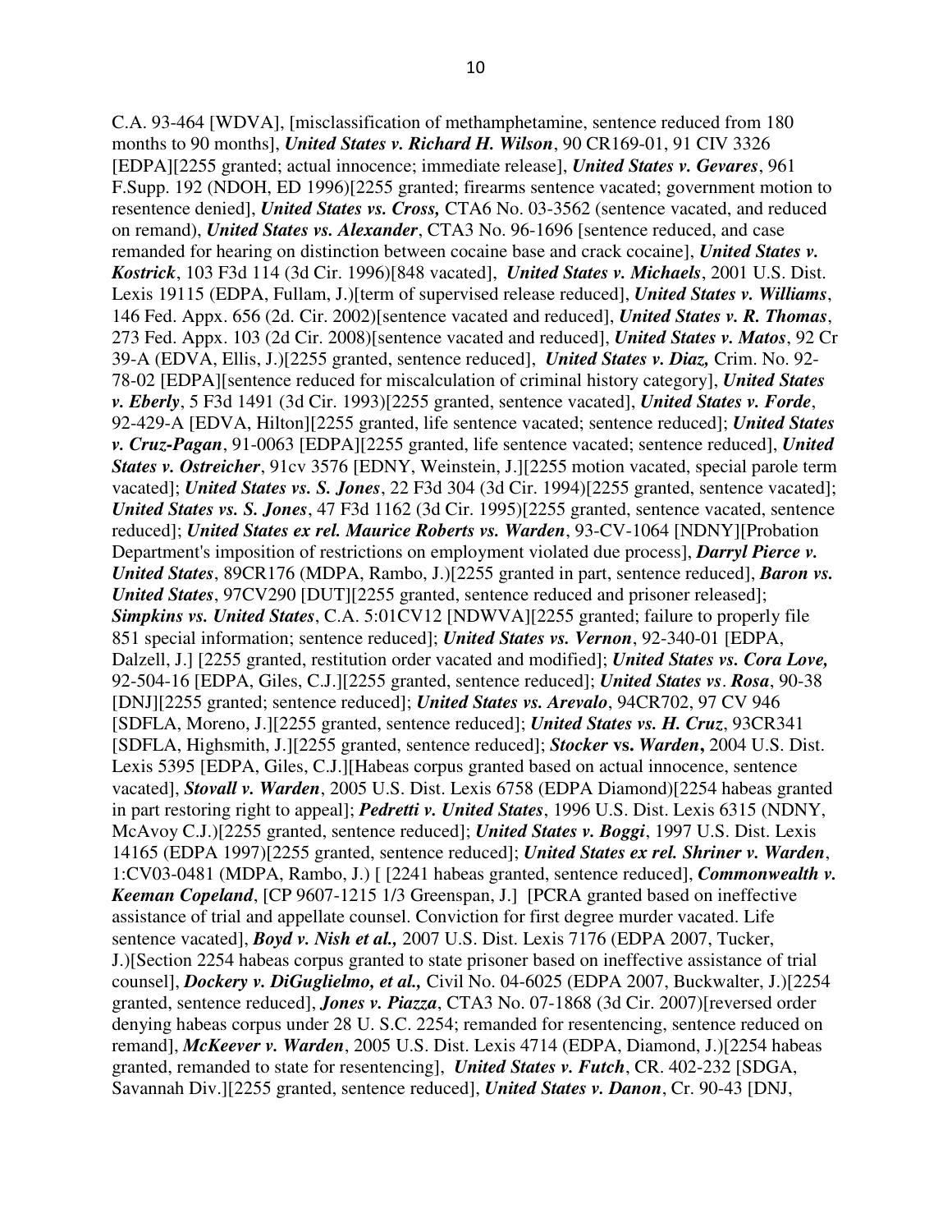C.A. 93-464 [WDVA], [misclassification of methamphetamine, sentence reduced from 180 months to 90 months], ***United States v. Richard H. Wilson***, 90 CR169-01, 91 CIV 3326 [EDPA][2255 granted; actual innocence; immediate release], ***United States v. Gevares***, 961 F.Supp. 192 (NDOH, ED 1996)[2255 granted; firearms sentence vacated; government motion to resentence denied], ***United States vs. Cross,*** CTA6 No. 03-3562 (sentence vacated, and reduced on remand), ***United States vs. Alexander***, CTA3 No. 96-1696 [sentence reduced, and case remanded for hearing on distinction between cocaine base and crack cocaine], ***United States v. Kostrick***, 103 F3d 114 (3d Cir. 1996)[848 vacated], ***United States v. Michaels***, 2001 U.S. Dist. Lexis 19115 (EDPA, Fullam, J.)[term of supervised release reduced], ***United States v. Williams***, 146 Fed. Appx. 656 (2d. Cir. 2002)[sentence vacated and reduced], ***United States v. R. Thomas***, 273 Fed. Appx. 103 (2d Cir. 2008)[sentence vacated and reduced], ***United States v. Matos***, 92 Cr 39-A (EDVA, Ellis, J.)[2255 granted, sentence reduced], ***United States v. Diaz,*** Crim. No. 92-78-02 [EDPA][sentence reduced for miscalculation of criminal history category], ***United States v. Eberly***, 5 F3d 1491 (3d Cir. 1993)[2255 granted, sentence vacated], ***United States v. Forde***, 92-429-A [EDVA, Hilton][2255 granted, life sentence vacated; sentence reduced]; ***United States v. Cruz-Pagan***, 91-0063 [EDPA][2255 granted, life sentence vacated; sentence reduced], ***United States v. Ostreicher***, 91cv 3576 [EDNY, Weinstein, J.][2255 motion vacated, special parole term vacated]; ***United States vs. S. Jones***, 22 F3d 304 (3d Cir. 1994)[2255 granted, sentence vacated]; ***United States vs. S. Jones***, 47 F3d 1162 (3d Cir. 1995)[2255 granted, sentence vacated, sentence reduced]; ***United States ex rel. Maurice Roberts vs. Warden***, 93-CV-1064 [NDNY][Probation Department's imposition of restrictions on employment violated due process], ***Darryl Pierce v. United States***, 89CR176 (MDPA, Rambo, J.)[2255 granted in part, sentence reduced], ***Baron vs. United States***, 97CV290 [DUT][2255 granted, sentence reduced and prisoner released]; ***Simpkins vs. United States***, C.A. 5:01CV12 [NDWVA][2255 granted; failure to properly file 851 special information; sentence reduced]; ***United States vs. Vernon***, 92-340-01 [EDPA, Dalzell, J.] [2255 granted, restitution order vacated and modified]; ***United States vs. Cora Love,*** 92-504-16 [EDPA, Giles, C.J.][2255 granted, sentence reduced]; ***United States vs. Rosa***, 90-38 [DNJ][2255 granted; sentence reduced]; ***United States vs. Arevalo***, 94CR702, 97 CV 946 [SDFLA, Moreno, J.][2255 granted, sentence reduced]; ***United States vs. H. Cruz***, 93CR341 [SDFLA, Highsmith, J.][2255 granted, sentence reduced]; ***Stocker* vs. *Warden*,** 2004 U.S. Dist. Lexis 5395 [EDPA, Giles, C.J.][Habeas corpus granted based on actual innocence, sentence vacated], ***Stovall v. Warden***, 2005 U.S. Dist. Lexis 6758 (EDPA Diamond)[2254 habeas granted in part restoring right to appeal]; ***Pedretti v. United States***, 1996 U.S. Dist. Lexis 6315 (NDNY, McAvoy C.J.)[2255 granted, sentence reduced]; ***United States v. Boggi***, 1997 U.S. Dist. Lexis 14165 (EDPA 1997)[2255 granted, sentence reduced]; ***United States ex rel. Shriner v. Warden***, 1:CV03-0481 (MDPA, Rambo, J.) [ [2241 habeas granted, sentence reduced], ***Commonwealth v. Keeman Copeland***, [CP 9607-1215 1/3 Greenspan, J.] [PCRA granted based on ineffective assistance of trial and appellate counsel. Conviction for first degree murder vacated. Life sentence vacated], ***Boyd v. Nish et al.,*** 2007 U.S. Dist. Lexis 7176 (EDPA 2007, Tucker, J.)[Section 2254 habeas corpus granted to state prisoner based on ineffective assistance of trial counsel], ***Dockery v. DiGuglielmo, et al.,*** Civil No. 04-6025 (EDPA 2007, Buckwalter, J.)[2254 granted, sentence reduced], ***Jones v. Piazza***, CTA3 No. 07-1868 (3d Cir. 2007)[reversed order denying habeas corpus under 28 U. S.C. 2254; remanded for resentencing, sentence reduced on remand], ***McKeever v. Warden***, 2005 U.S. Dist. Lexis 4714 (EDPA, Diamond, J.)[2254 habeas granted, remanded to state for resentencing], ***United States v. Futch***, CR. 402-232 [SDGA, Savannah Div.][2255 granted, sentence reduced], ***United States v. Danon***, Cr. 90-43 [DNJ,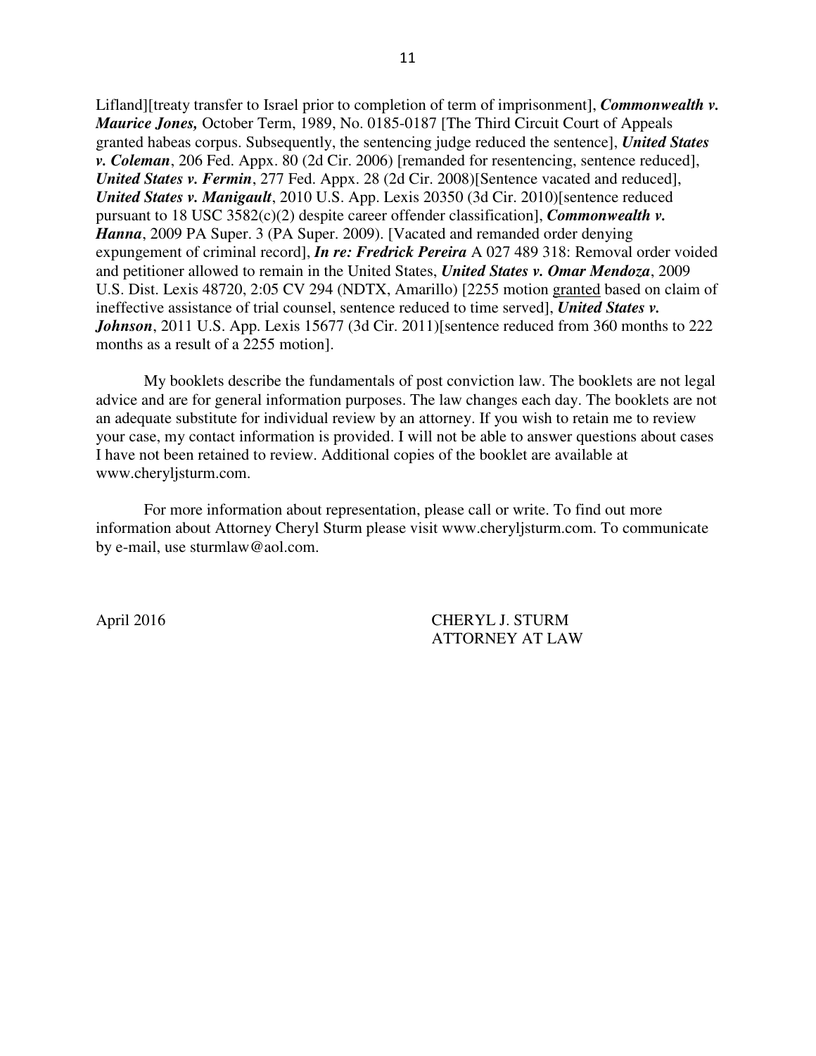Lifland][treaty transfer to Israel prior to completion of term of imprisonment], ***Commonwealth v. Maurice Jones,*** October Term, 1989, No. 0185-0187 [The Third Circuit Court of Appeals granted habeas corpus. Subsequently, the sentencing judge reduced the sentence], ***United States v. Coleman***, 206 Fed. Appx. 80 (2d Cir. 2006) [remanded for resentencing, sentence reduced], ***United States v. Fermin***, 277 Fed. Appx. 28 (2d Cir. 2008)[Sentence vacated and reduced], ***United States v. Manigault***, 2010 U.S. App. Lexis 20350 (3d Cir. 2010)[sentence reduced pursuant to 18 USC 3582(c)(2) despite career offender classification], ***Commonwealth v. Hanna***, 2009 PA Super. 3 (PA Super. 2009). [Vacated and remanded order denying expungement of criminal record], ***In re: Fredrick Pereira*** A 027 489 318: Removal order voided and petitioner allowed to remain in the United States, ***United States v. Omar Mendoza***, 2009 U.S. Dist. Lexis 48720, 2:05 CV 294 (NDTX, Amarillo) [2255 motion granted based on claim of ineffective assistance of trial counsel, sentence reduced to time served], ***United States v. Johnson***, 2011 U.S. App. Lexis 15677 (3d Cir. 2011)[sentence reduced from 360 months to 222 months as a result of a 2255 motion].

My booklets describe the fundamentals of post conviction law. The booklets are not legal advice and are for general information purposes. The law changes each day. The booklets are not an adequate substitute for individual review by an attorney. If you wish to retain me to review your case, my contact information is provided. I will not be able to answer questions about cases I have not been retained to review. Additional copies of the booklet are available at www.cheryljsturm.com.

For more information about representation, please call or write. To find out more information about Attorney Cheryl Sturm please visit www.cheryljsturm.com. To communicate by e-mail, use sturmlaw@aol.com.

April 2016

CHERYL J. STURM
ATTORNEY AT LAW